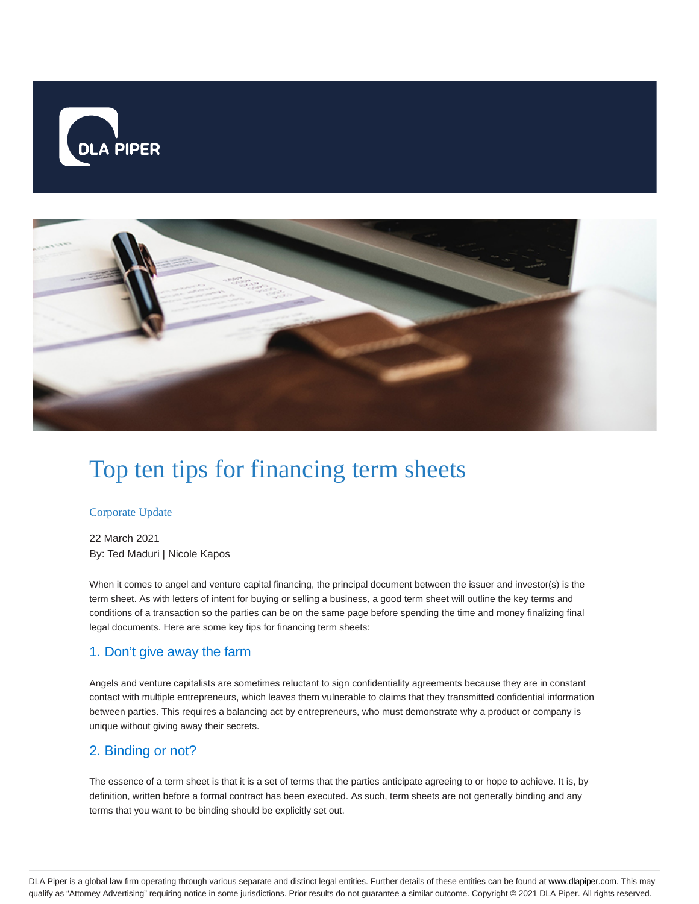# Top ten tips for financing term sheets

Corporate Update

22 March 2021
By: Ted Maduri | Nicole Kapos

When it comes to angel and venture capital financing, the principal document between the issuer and investor(s) is the term sheet. As with letters of intent for buying or selling a business, a good term sheet will outline the key terms and conditions of a transaction so the parties can be on the same page before spending the time and money finalizing final legal documents. Here are some key tips for financing term sheets:

## 1. Don't give away the farm

Angels and venture capitalists are sometimes reluctant to sign confidentiality agreements because they are in constant contact with multiple entrepreneurs, which leaves them vulnerable to claims that they transmitted confidential information between parties. This requires a balancing act by entrepreneurs, who must demonstrate why a product or company is unique without giving away their secrets.

## 2. Binding or not?

The essence of a term sheet is that it is a set of terms that the parties anticipate agreeing to or hope to achieve. It is, by definition, written before a formal contract has been executed. As such, term sheets are not generally binding and any terms that you want to be binding should be explicitly set out.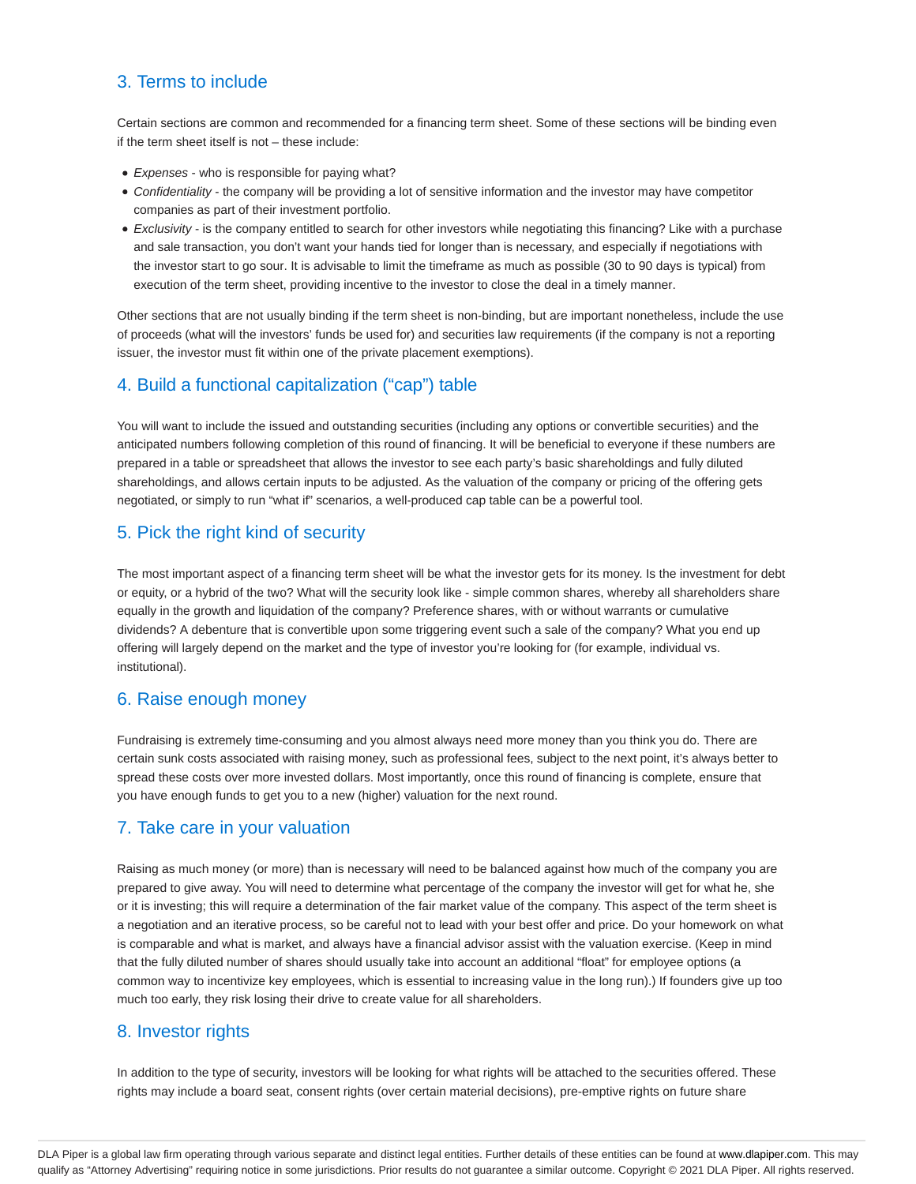## 3. Terms to include

Certain sections are common and recommended for a financing term sheet. Some of these sections will be binding even if the term sheet itself is not – these include:

- *Expenses* - who is responsible for paying what?
- *Confidentiality* - the company will be providing a lot of sensitive information and the investor may have competitor companies as part of their investment portfolio.
- *Exclusivity* - is the company entitled to search for other investors while negotiating this financing? Like with a purchase and sale transaction, you don't want your hands tied for longer than is necessary, and especially if negotiations with the investor start to go sour. It is advisable to limit the timeframe as much as possible (30 to 90 days is typical) from execution of the term sheet, providing incentive to the investor to close the deal in a timely manner.

Other sections that are not usually binding if the term sheet is non-binding, but are important nonetheless, include the use of proceeds (what will the investors' funds be used for) and securities law requirements (if the company is not a reporting issuer, the investor must fit within one of the private placement exemptions).

## 4. Build a functional capitalization ("cap") table

You will want to include the issued and outstanding securities (including any options or convertible securities) and the anticipated numbers following completion of this round of financing. It will be beneficial to everyone if these numbers are prepared in a table or spreadsheet that allows the investor to see each party's basic shareholdings and fully diluted shareholdings, and allows certain inputs to be adjusted. As the valuation of the company or pricing of the offering gets negotiated, or simply to run "what if" scenarios, a well-produced cap table can be a powerful tool.

## 5. Pick the right kind of security

The most important aspect of a financing term sheet will be what the investor gets for its money. Is the investment for debt or equity, or a hybrid of the two? What will the security look like - simple common shares, whereby all shareholders share equally in the growth and liquidation of the company? Preference shares, with or without warrants or cumulative dividends? A debenture that is convertible upon some triggering event such a sale of the company? What you end up offering will largely depend on the market and the type of investor you're looking for (for example, individual vs. institutional).

## 6. Raise enough money

Fundraising is extremely time-consuming and you almost always need more money than you think you do. There are certain sunk costs associated with raising money, such as professional fees, subject to the next point, it's always better to spread these costs over more invested dollars. Most importantly, once this round of financing is complete, ensure that you have enough funds to get you to a new (higher) valuation for the next round.

## 7. Take care in your valuation

Raising as much money (or more) than is necessary will need to be balanced against how much of the company you are prepared to give away. You will need to determine what percentage of the company the investor will get for what he, she or it is investing; this will require a determination of the fair market value of the company. This aspect of the term sheet is a negotiation and an iterative process, so be careful not to lead with your best offer and price. Do your homework on what is comparable and what is market, and always have a financial advisor assist with the valuation exercise. (Keep in mind that the fully diluted number of shares should usually take into account an additional "float" for employee options (a common way to incentivize key employees, which is essential to increasing value in the long run).) If founders give up too much too early, they risk losing their drive to create value for all shareholders.

## 8. Investor rights

In addition to the type of security, investors will be looking for what rights will be attached to the securities offered. These rights may include a board seat, consent rights (over certain material decisions), pre-emptive rights on future share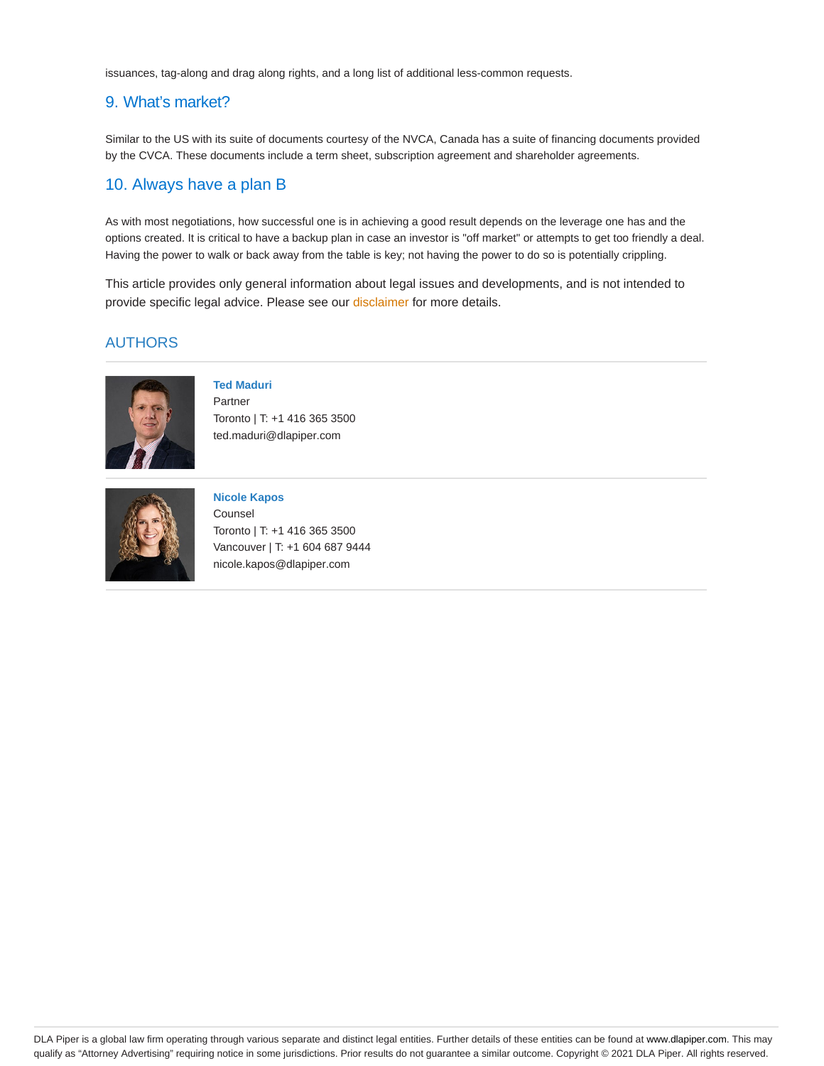issuances, tag-along and drag along rights, and a long list of additional less-common requests.

## 9. What's market?

Similar to the US with its suite of documents courtesy of the NVCA, Canada has a suite of financing documents provided by the CVCA. These documents include a term sheet, subscription agreement and shareholder agreements.

## 10. Always have a plan B

As with most negotiations, how successful one is in achieving a good result depends on the leverage one has and the options created. It is critical to have a backup plan in case an investor is "off market" or attempts to get too friendly a deal. Having the power to walk or back away from the table is key; not having the power to do so is potentially crippling.

This article provides only general information about legal issues and developments, and is not intended to provide specific legal advice. Please see our disclaimer for more details.

## AUTHORS

**Ted Maduri**
Partner
Toronto | T: +1 416 365 3500
ted.maduri@dlapiper.com

**Nicole Kapos**
Counsel
Toronto | T: +1 416 365 3500
Vancouver | T: +1 604 687 9444
nicole.kapos@dlapiper.com

DLA Piper is a global law firm operating through various separate and distinct legal entities. Further details of these entities can be found at www.dlapiper.com. This may qualify as "Attorney Advertising" requiring notice in some jurisdictions. Prior results do not guarantee a similar outcome. Copyright © 2021 DLA Piper. All rights reserved.